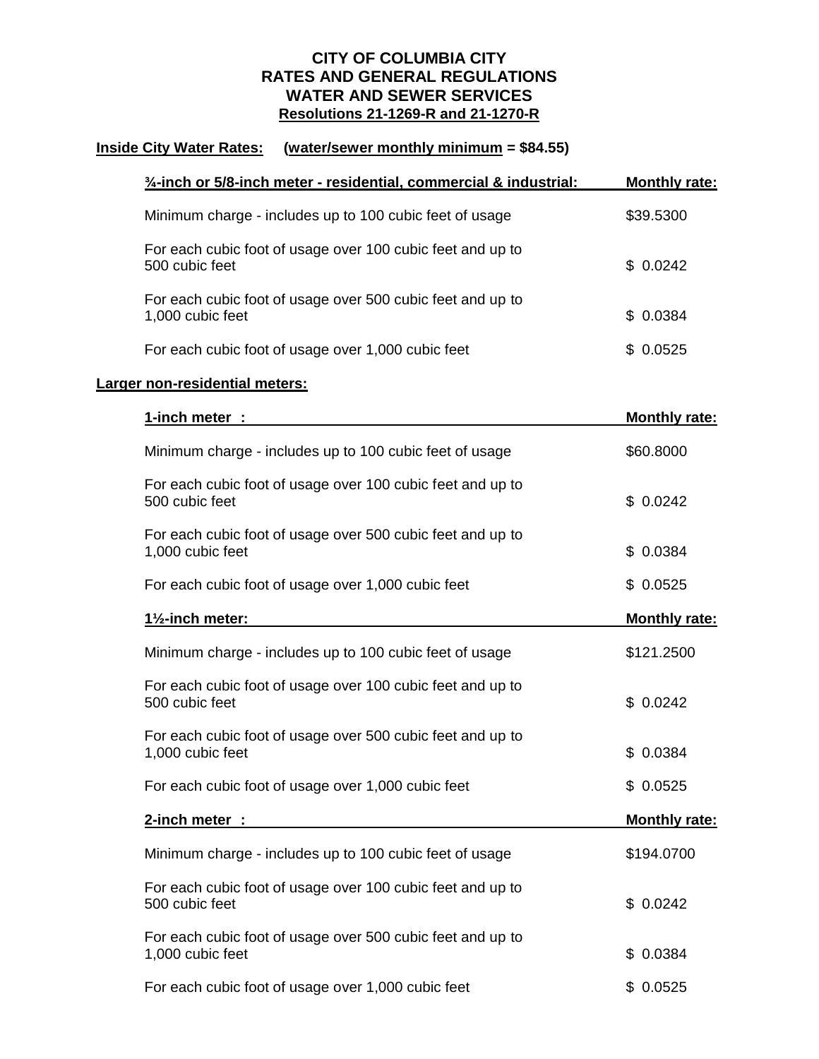# CITY OF COLUMBIA CITY
# RATES AND GENERAL REGULATIONS
# WATER AND SEWER SERVICES
## Resolutions 21-1269-R and 21-1270-R

**Inside City Water Rates:** **(water/sewer monthly minimum = $84.55)**

| ¾-inch or 5/8-inch meter - residential, commercial & industrial: | Monthly rate: |
|---|---|
| Minimum charge - includes up to 100 cubic feet of usage | $39.5300 |
| For each cubic foot of usage over 100 cubic feet and up to 500 cubic feet | $ 0.0242 |
| For each cubic foot of usage over 500 cubic feet and up to 1,000 cubic feet | $ 0.0384 |
| For each cubic foot of usage over 1,000 cubic feet | $ 0.0525 |

**Larger non-residential meters:**

| 1-inch meter : | Monthly rate: |
|---|---|
| Minimum charge - includes up to 100 cubic feet of usage | $60.8000 |
| For each cubic foot of usage over 100 cubic feet and up to 500 cubic feet | $ 0.0242 |
| For each cubic foot of usage over 500 cubic feet and up to 1,000 cubic feet | $ 0.0384 |
| For each cubic foot of usage over 1,000 cubic feet | $ 0.0525 |

| 1½-inch meter: | Monthly rate: |
|---|---|
| Minimum charge - includes up to 100 cubic feet of usage | $121.2500 |
| For each cubic foot of usage over 100 cubic feet and up to 500 cubic feet | $ 0.0242 |
| For each cubic foot of usage over 500 cubic feet and up to 1,000 cubic feet | $ 0.0384 |
| For each cubic foot of usage over 1,000 cubic feet | $ 0.0525 |

| 2-inch meter : | Monthly rate: |
|---|---|
| Minimum charge - includes up to 100 cubic feet of usage | $194.0700 |
| For each cubic foot of usage over 100 cubic feet and up to 500 cubic feet | $ 0.0242 |
| For each cubic foot of usage over 500 cubic feet and up to 1,000 cubic feet | $ 0.0384 |
| For each cubic foot of usage over 1,000 cubic feet | $ 0.0525 |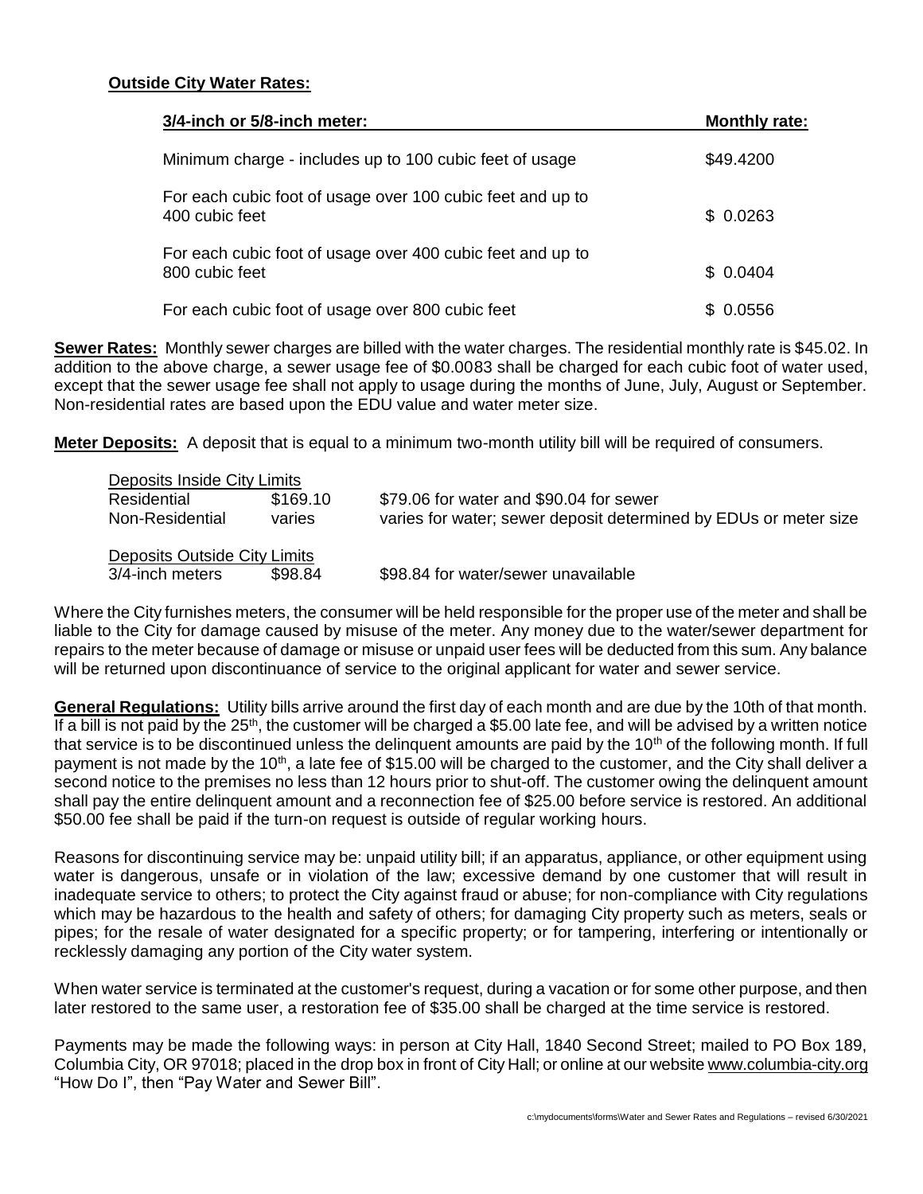**Outside City Water Rates:**

| 3/4-inch or 5/8-inch meter: | Monthly rate: |
|---|---|
| Minimum charge - includes up to 100 cubic feet of usage | $49.4200 |
| For each cubic foot of usage over 100 cubic feet and up to 400 cubic feet | $ 0.0263 |
| For each cubic foot of usage over 400 cubic feet and up to 800 cubic feet | $ 0.0404 |
| For each cubic foot of usage over 800 cubic feet | $ 0.0556 |

**Sewer Rates:** Monthly sewer charges are billed with the water charges. The residential monthly rate is $45.02. In addition to the above charge, a sewer usage fee of $0.0083 shall be charged for each cubic foot of water used, except that the sewer usage fee shall not apply to usage during the months of June, July, August or September. Non-residential rates are based upon the EDU value and water meter size.

**Meter Deposits:** A deposit that is equal to a minimum two-month utility bill will be required of consumers.

| | | |
|---|---|---|
| Deposits Inside City Limits | | |
| Residential | $169.10 | $79.06 for water and $90.04 for sewer |
| Non-Residential | varies | varies for water; sewer deposit determined by EDUs or meter size |
| Deposits Outside City Limits | | |
| 3/4-inch meters | $98.84 | $98.84 for water/sewer unavailable |

Where the City furnishes meters, the consumer will be held responsible for the proper use of the meter and shall be liable to the City for damage caused by misuse of the meter. Any money due to the water/sewer department for repairs to the meter because of damage or misuse or unpaid user fees will be deducted from this sum. Any balance will be returned upon discontinuance of service to the original applicant for water and sewer service.

**General Regulations:** Utility bills arrive around the first day of each month and are due by the 10th of that month. If a bill is not paid by the 25th, the customer will be charged a $5.00 late fee, and will be advised by a written notice that service is to be discontinued unless the delinquent amounts are paid by the 10th of the following month. If full payment is not made by the 10th, a late fee of $15.00 will be charged to the customer, and the City shall deliver a second notice to the premises no less than 12 hours prior to shut-off. The customer owing the delinquent amount shall pay the entire delinquent amount and a reconnection fee of $25.00 before service is restored. An additional $50.00 fee shall be paid if the turn-on request is outside of regular working hours.

Reasons for discontinuing service may be: unpaid utility bill; if an apparatus, appliance, or other equipment using water is dangerous, unsafe or in violation of the law; excessive demand by one customer that will result in inadequate service to others; to protect the City against fraud or abuse; for non-compliance with City regulations which may be hazardous to the health and safety of others; for damaging City property such as meters, seals or pipes; for the resale of water designated for a specific property; or for tampering, interfering or intentionally or recklessly damaging any portion of the City water system.

When water service is terminated at the customer's request, during a vacation or for some other purpose, and then later restored to the same user, a restoration fee of $35.00 shall be charged at the time service is restored.

Payments may be made the following ways: in person at City Hall, 1840 Second Street; mailed to PO Box 189, Columbia City, OR 97018; placed in the drop box in front of City Hall; or online at our website www.columbia-city.org "How Do I", then "Pay Water and Sewer Bill".

c:\mydocuments\forms\Water and Sewer Rates and Regulations – revised 6/30/2021